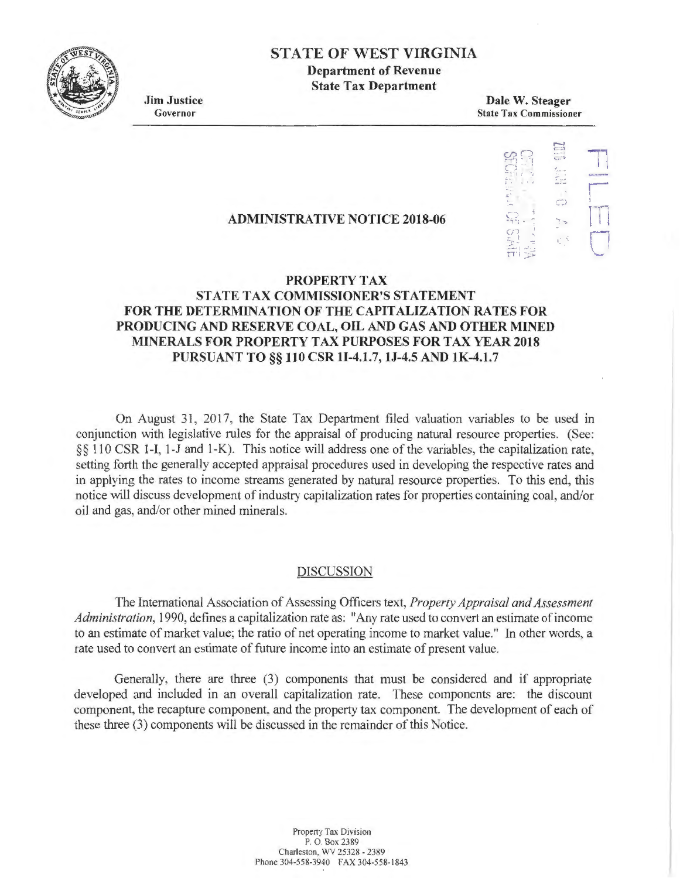# STATE OF WEST VIRGINIA

**Department of Revenue**
**State Tax Department**

**Jim Justice**
Governor

**Dale W. Steager**
State Tax Commissioner

## ADMINISTRATIVE NOTICE 2018-06

### PROPERTY TAX
### STATE TAX COMMISSIONER'S STATEMENT FOR THE DETERMINATION OF THE CAPITALIZATION RATES FOR PRODUCING AND RESERVE COAL, OIL AND GAS AND OTHER MINED MINERALS FOR PROPERTY TAX PURPOSES FOR TAX YEAR 2018 PURSUANT TO §§ 110 CSR 1I-4.1.7, 1J-4.5 AND 1K-4.1.7

On August 31, 2017, the State Tax Department filed valuation variables to be used in conjunction with legislative rules for the appraisal of producing natural resource properties. (See: §§ 110 CSR 1-I, 1-J and 1-K). This notice will address one of the variables, the capitalization rate, setting forth the generally accepted appraisal procedures used in developing the respective rates and in applying the rates to income streams generated by natural resource properties. To this end, this notice will discuss development of industry capitalization rates for properties containing coal, and/or oil and gas, and/or other mined minerals.

## DISCUSSION

The International Association of Assessing Officers text, *Property Appraisal and Assessment Administration*, 1990, defines a capitalization rate as: "Any rate used to convert an estimate of income to an estimate of market value; the ratio of net operating income to market value." In other words, a rate used to convert an estimate of future income into an estimate of present value.

Generally, there are three (3) components that must be considered and if appropriate developed and included in an overall capitalization rate. These components are: the discount component, the recapture component, and the property tax component. The development of each of these three (3) components will be discussed in the remainder of this Notice.

Property Tax Division
P. O. Box 2389
Charleston, WV 25328 - 2389
Phone 304-558-3940 FAX 304-558-1843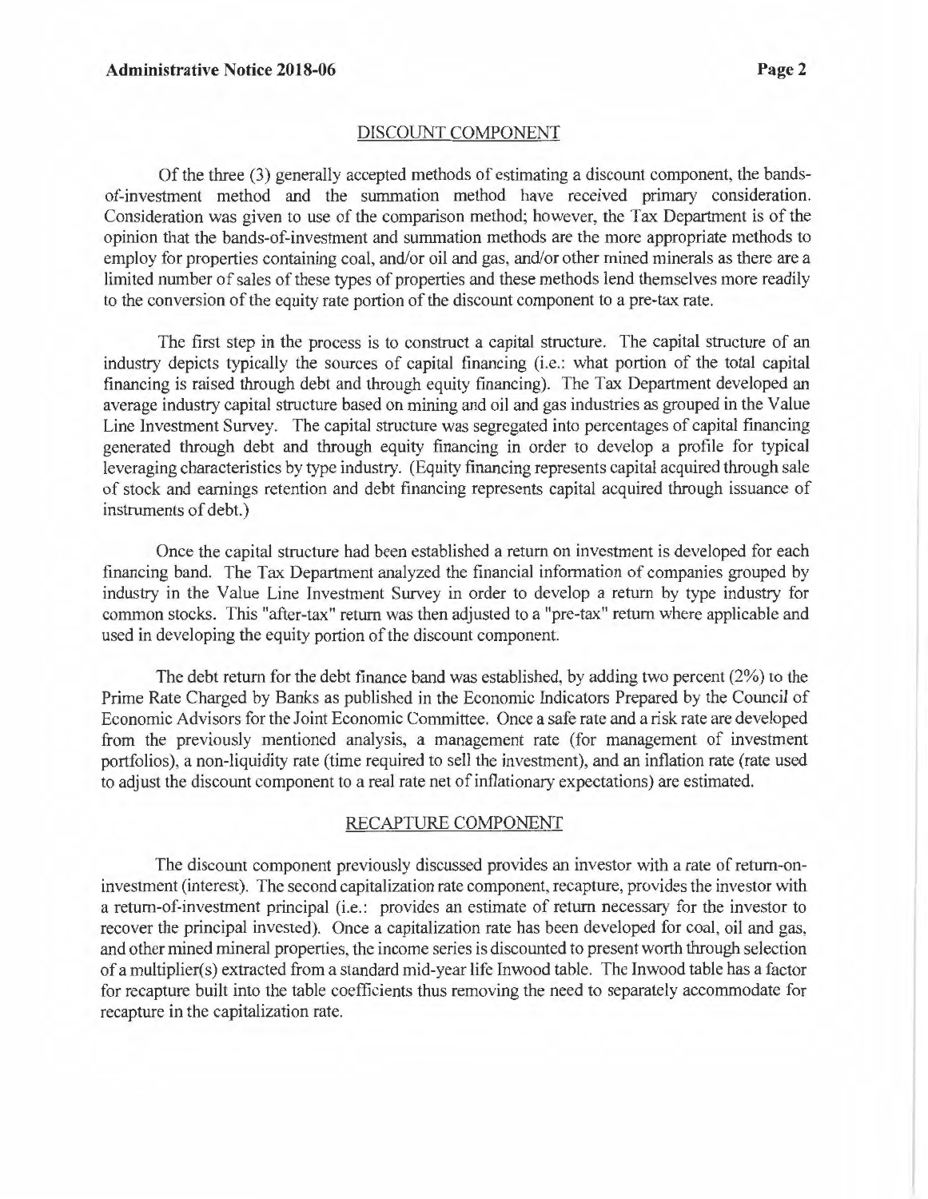## DISCOUNT COMPONENT

Of the three (3) generally accepted methods of estimating a discount component, the bands-of-investment method and the summation method have received primary consideration. Consideration was given to use of the comparison method; however, the Tax Department is of the opinion that the bands-of-investment and summation methods are the more appropriate methods to employ for properties containing coal, and/or oil and gas, and/or other mined minerals as there are a limited number of sales of these types of properties and these methods lend themselves more readily to the conversion of the equity rate portion of the discount component to a pre-tax rate.

The first step in the process is to construct a capital structure. The capital structure of an industry depicts typically the sources of capital financing (i.e.: what portion of the total capital financing is raised through debt and through equity financing). The Tax Department developed an average industry capital structure based on mining and oil and gas industries as grouped in the Value Line Investment Survey. The capital structure was segregated into percentages of capital financing generated through debt and through equity financing in order to develop a profile for typical leveraging characteristics by type industry. (Equity financing represents capital acquired through sale of stock and earnings retention and debt financing represents capital acquired through issuance of instruments of debt.)

Once the capital structure had been established a return on investment is developed for each financing band. The Tax Department analyzed the financial information of companies grouped by industry in the Value Line Investment Survey in order to develop a return by type industry for common stocks. This "after-tax" return was then adjusted to a "pre-tax" return where applicable and used in developing the equity portion of the discount component.

The debt return for the debt finance band was established, by adding two percent (2%) to the Prime Rate Charged by Banks as published in the Economic Indicators Prepared by the Council of Economic Advisors for the Joint Economic Committee. Once a safe rate and a risk rate are developed from the previously mentioned analysis, a management rate (for management of investment portfolios), a non-liquidity rate (time required to sell the investment), and an inflation rate (rate used to adjust the discount component to a real rate net of inflationary expectations) are estimated.

## RECAPTURE COMPONENT

The discount component previously discussed provides an investor with a rate of return-on-investment (interest). The second capitalization rate component, recapture, provides the investor with a return-of-investment principal (i.e.: provides an estimate of return necessary for the investor to recover the principal invested). Once a capitalization rate has been developed for coal, oil and gas, and other mined mineral properties, the income series is discounted to present worth through selection of a multiplier(s) extracted from a standard mid-year life Inwood table. The Inwood table has a factor for recapture built into the table coefficients thus removing the need to separately accommodate for recapture in the capitalization rate.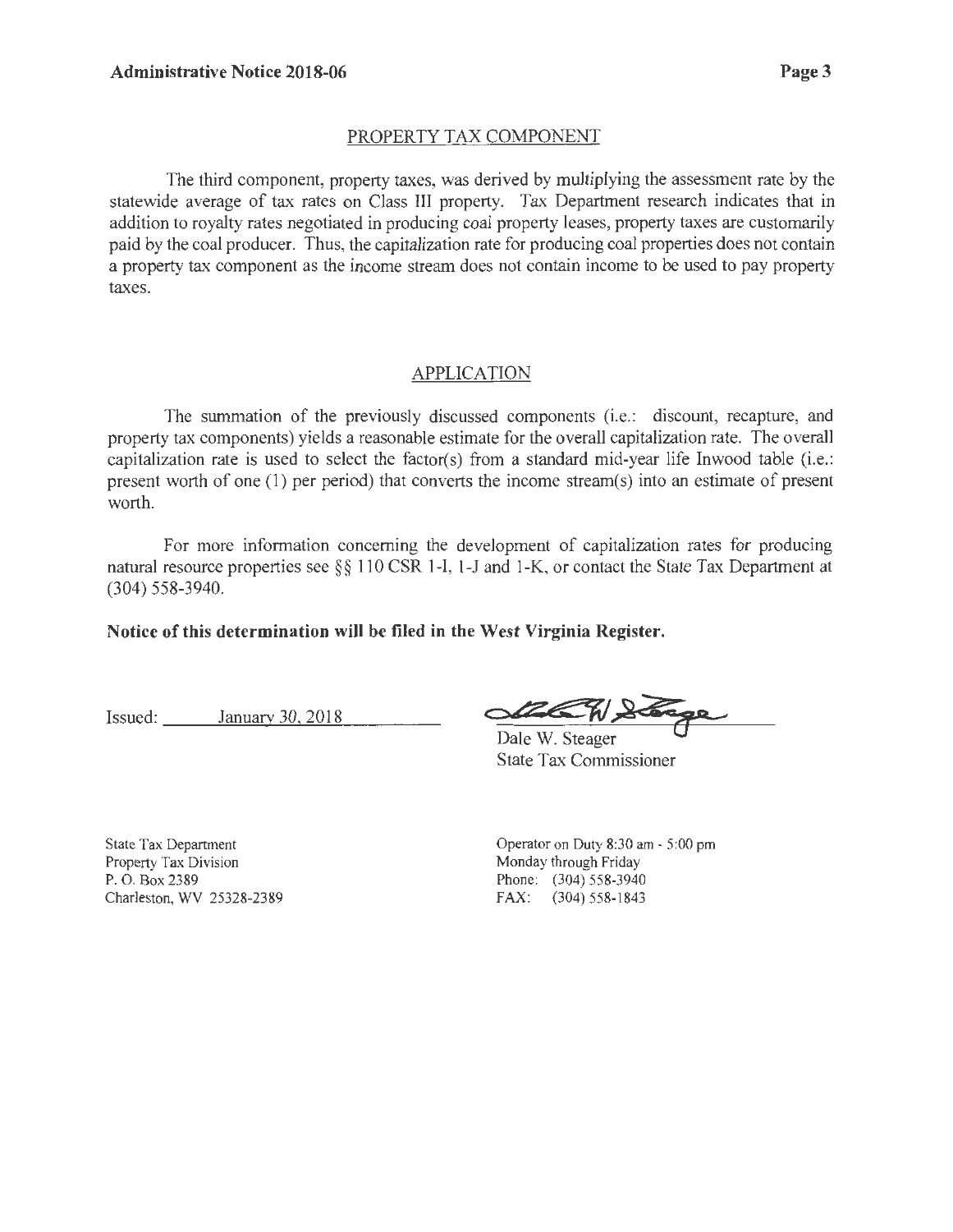## PROPERTY TAX COMPONENT

The third component, property taxes, was derived by multiplying the assessment rate by the statewide average of tax rates on Class III property. Tax Department research indicates that in addition to royalty rates negotiated in producing coal property leases, property taxes are customarily paid by the coal producer. Thus, the capitalization rate for producing coal properties does not contain a property tax component as the income stream does not contain income to be used to pay property taxes.

## APPLICATION

The summation of the previously discussed components (i.e.: discount, recapture, and property tax components) yields a reasonable estimate for the overall capitalization rate. The overall capitalization rate is used to select the factor(s) from a standard mid-year life Inwood table (i.e.: present worth of one (1) per period) that converts the income stream(s) into an estimate of present worth.

For more information concerning the development of capitalization rates for producing natural resource properties see §§ 110 CSR 1-I, 1-J and 1-K, or contact the State Tax Department at (304) 558-3940.

**Notice of this determination will be filed in the West Virginia Register.**

Issued: January 30, 2018

Dale W. Steager
State Tax Commissioner

State Tax Department
Property Tax Division
P. O. Box 2389
Charleston, WV 25328-2389

Operator on Duty 8:30 am - 5:00 pm
Monday through Friday
Phone: (304) 558-3940
FAX: (304) 558-1843